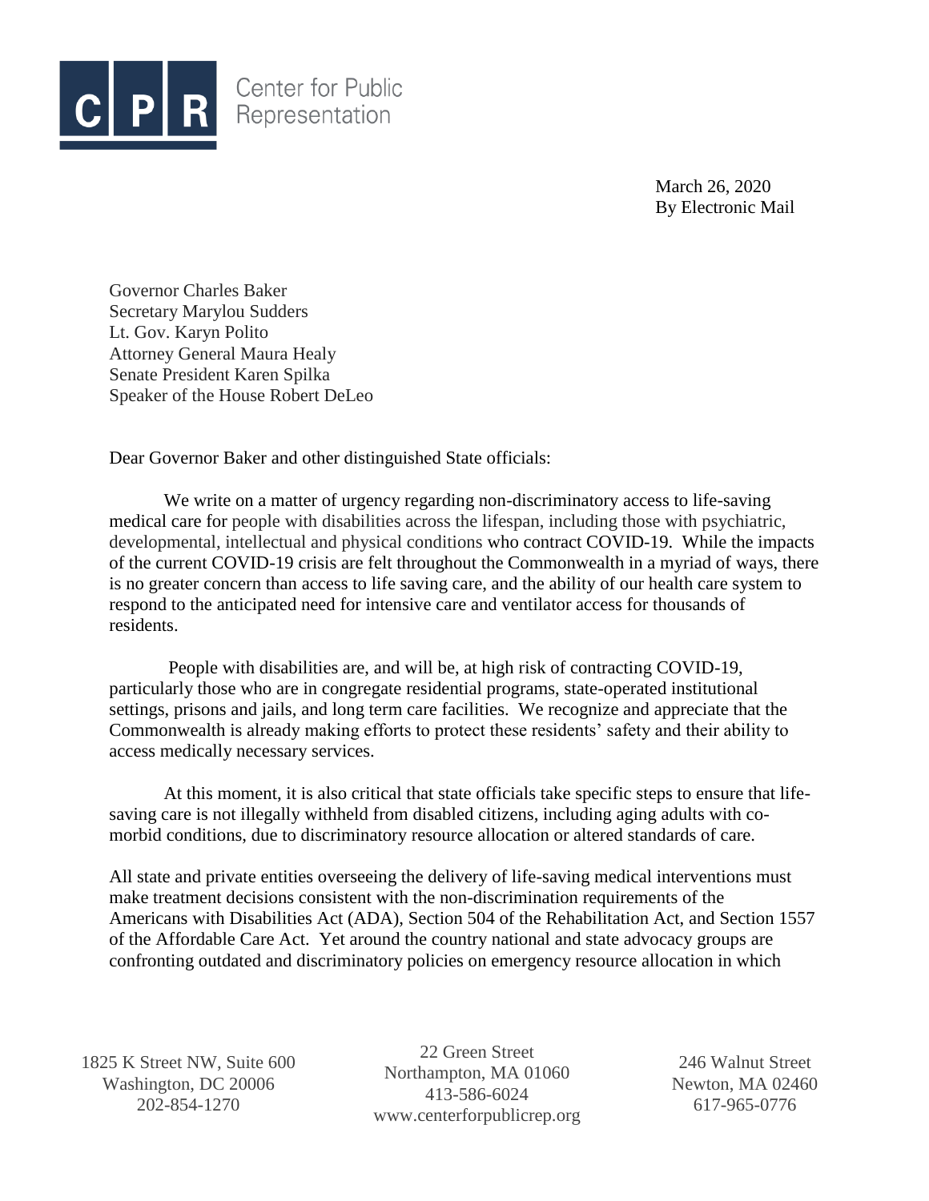**CPR** Center for Public Representation

March 26, 2020
By Electronic Mail

Governor Charles Baker
Secretary Marylou Sudders
Lt. Gov. Karyn Polito
Attorney General Maura Healy
Senate President Karen Spilka
Speaker of the House Robert DeLeo

Dear Governor Baker and other distinguished State officials:

We write on a matter of urgency regarding non-discriminatory access to life-saving medical care for people with disabilities across the lifespan, including those with psychiatric, developmental, intellectual and physical conditions who contract COVID-19. While the impacts of the current COVID-19 crisis are felt throughout the Commonwealth in a myriad of ways, there is no greater concern than access to life saving care, and the ability of our health care system to respond to the anticipated need for intensive care and ventilator access for thousands of residents.

People with disabilities are, and will be, at high risk of contracting COVID-19, particularly those who are in congregate residential programs, state-operated institutional settings, prisons and jails, and long term care facilities. We recognize and appreciate that the Commonwealth is already making efforts to protect these residents' safety and their ability to access medically necessary services.

At this moment, it is also critical that state officials take specific steps to ensure that life-saving care is not illegally withheld from disabled citizens, including aging adults with co-morbid conditions, due to discriminatory resource allocation or altered standards of care.

All state and private entities overseeing the delivery of life-saving medical interventions must make treatment decisions consistent with the non-discrimination requirements of the Americans with Disabilities Act (ADA), Section 504 of the Rehabilitation Act, and Section 1557 of the Affordable Care Act. Yet around the country national and state advocacy groups are confronting outdated and discriminatory policies on emergency resource allocation in which

1825 K Street NW, Suite 600
Washington, DC 20006
202-854-1270

22 Green Street
Northampton, MA 01060
413-586-6024
www.centerforpublicrep.org

246 Walnut Street
Newton, MA 02460
617-965-0776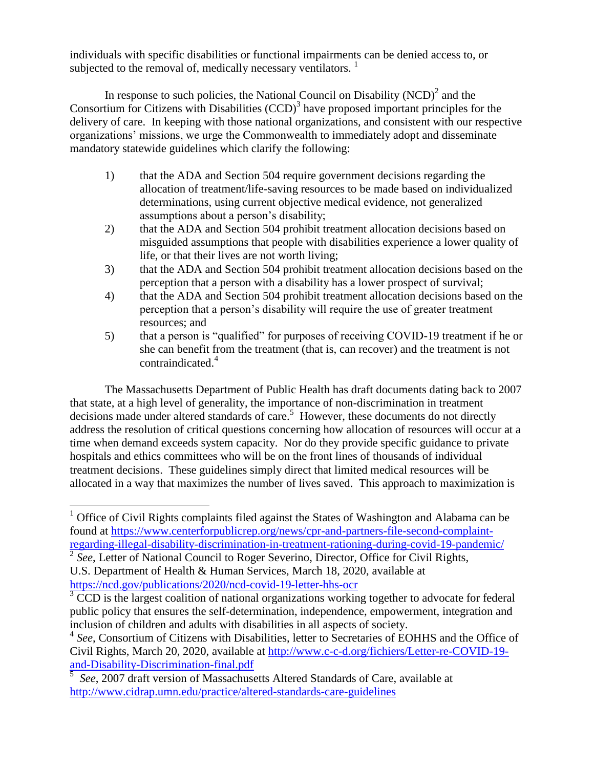individuals with specific disabilities or functional impairments can be denied access to, or subjected to the removal of, medically necessary ventilators. [1]

In response to such policies, the National Council on Disability (NCD)[2] and the Consortium for Citizens with Disabilities (CCD)[3] have proposed important principles for the delivery of care. In keeping with those national organizations, and consistent with our respective organizations' missions, we urge the Commonwealth to immediately adopt and disseminate mandatory statewide guidelines which clarify the following:

1) that the ADA and Section 504 require government decisions regarding the allocation of treatment/life-saving resources to be made based on individualized determinations, using current objective medical evidence, not generalized assumptions about a person's disability;
2) that the ADA and Section 504 prohibit treatment allocation decisions based on misguided assumptions that people with disabilities experience a lower quality of life, or that their lives are not worth living;
3) that the ADA and Section 504 prohibit treatment allocation decisions based on the perception that a person with a disability has a lower prospect of survival;
4) that the ADA and Section 504 prohibit treatment allocation decisions based on the perception that a person's disability will require the use of greater treatment resources; and
5) that a person is "qualified" for purposes of receiving COVID-19 treatment if he or she can benefit from the treatment (that is, can recover) and the treatment is not contraindicated.[4]

The Massachusetts Department of Public Health has draft documents dating back to 2007 that state, at a high level of generality, the importance of non-discrimination in treatment decisions made under altered standards of care.[5] However, these documents do not directly address the resolution of critical questions concerning how allocation of resources will occur at a time when demand exceeds system capacity. Nor do they provide specific guidance to private hospitals and ethics committees who will be on the front lines of thousands of individual treatment decisions. These guidelines simply direct that limited medical resources will be allocated in a way that maximizes the number of lives saved. This approach to maximization is

---

[1] Office of Civil Rights complaints filed against the States of Washington and Alabama can be found at https://www.centerforpublicrep.org/news/cpr-and-partners-file-second-complaint-regarding-illegal-disability-discrimination-in-treatment-rationing-during-covid-19-pandemic/

[2] *See*, Letter of National Council to Roger Severino, Director, Office for Civil Rights, U.S. Department of Health & Human Services, March 18, 2020, available at https://ncd.gov/publications/2020/ncd-covid-19-letter-hhs-ocr

[3] CCD is the largest coalition of national organizations working together to advocate for federal public policy that ensures the self-determination, independence, empowerment, integration and inclusion of children and adults with disabilities in all aspects of society.

[4] *See*, Consortium of Citizens with Disabilities, letter to Secretaries of EOHHS and the Office of Civil Rights, March 20, 2020, available at http://www.c-c-d.org/fichiers/Letter-re-COVID-19-and-Disability-Discrimination-final.pdf

[5] *See*, 2007 draft version of Massachusetts Altered Standards of Care, available at http://www.cidrap.umn.edu/practice/altered-standards-care-guidelines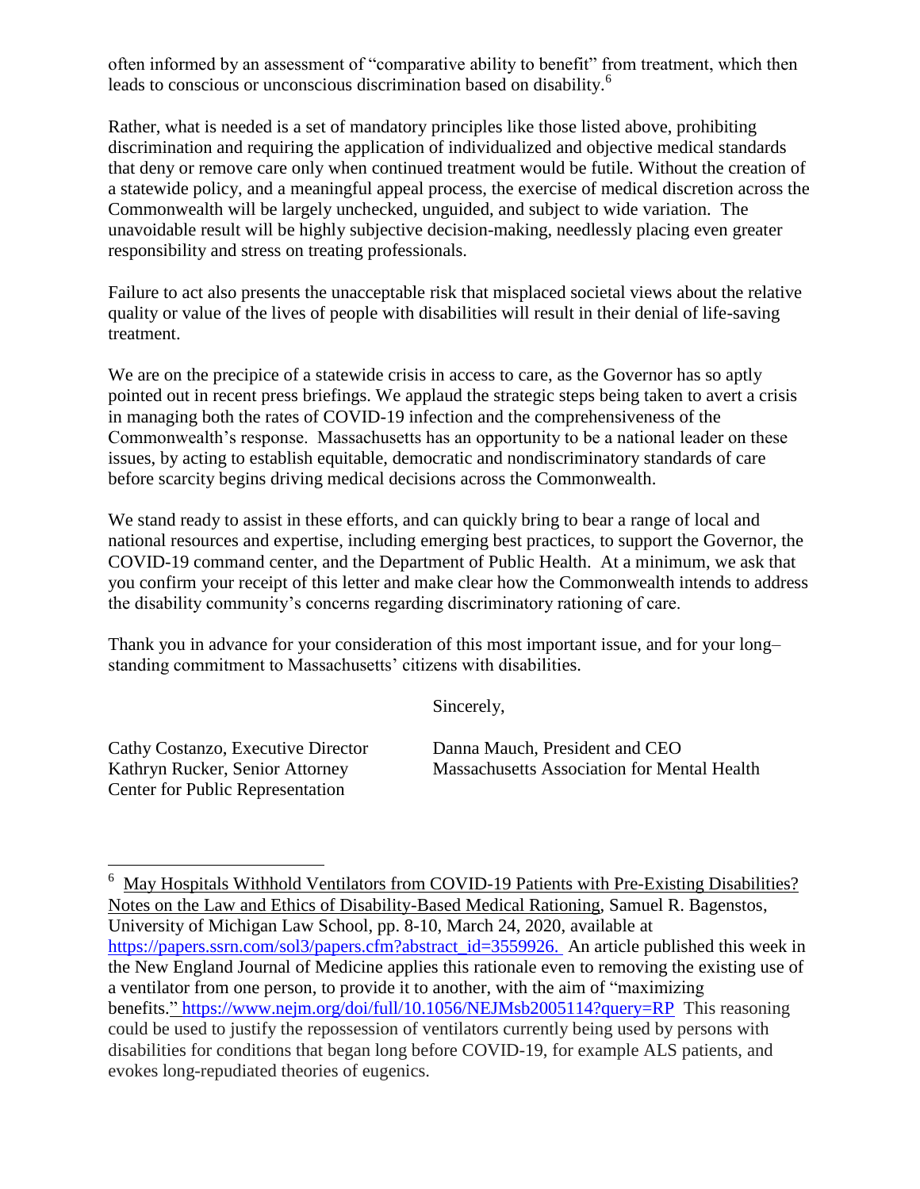often informed by an assessment of "comparative ability to benefit" from treatment, which then leads to conscious or unconscious discrimination based on disability.[6]

Rather, what is needed is a set of mandatory principles like those listed above, prohibiting discrimination and requiring the application of individualized and objective medical standards that deny or remove care only when continued treatment would be futile. Without the creation of a statewide policy, and a meaningful appeal process, the exercise of medical discretion across the Commonwealth will be largely unchecked, unguided, and subject to wide variation. The unavoidable result will be highly subjective decision-making, needlessly placing even greater responsibility and stress on treating professionals.

Failure to act also presents the unacceptable risk that misplaced societal views about the relative quality or value of the lives of people with disabilities will result in their denial of life-saving treatment.

We are on the precipice of a statewide crisis in access to care, as the Governor has so aptly pointed out in recent press briefings. We applaud the strategic steps being taken to avert a crisis in managing both the rates of COVID-19 infection and the comprehensiveness of the Commonwealth's response. Massachusetts has an opportunity to be a national leader on these issues, by acting to establish equitable, democratic and nondiscriminatory standards of care before scarcity begins driving medical decisions across the Commonwealth.

We stand ready to assist in these efforts, and can quickly bring to bear a range of local and national resources and expertise, including emerging best practices, to support the Governor, the COVID-19 command center, and the Department of Public Health. At a minimum, we ask that you confirm your receipt of this letter and make clear how the Commonwealth intends to address the disability community's concerns regarding discriminatory rationing of care.

Thank you in advance for your consideration of this most important issue, and for your long–standing commitment to Massachusetts' citizens with disabilities.

Sincerely,

Cathy Costanzo, Executive Director
Kathryn Rucker, Senior Attorney
Center for Public Representation

Danna Mauch, President and CEO
Massachusetts Association for Mental Health

---

[6] May Hospitals Withhold Ventilators from COVID-19 Patients with Pre-Existing Disabilities? Notes on the Law and Ethics of Disability-Based Medical Rationing, Samuel R. Bagenstos, University of Michigan Law School, pp. 8-10, March 24, 2020, available at https://papers.ssrn.com/sol3/papers.cfm?abstract_id=3559926. An article published this week in the New England Journal of Medicine applies this rationale even to removing the existing use of a ventilator from one person, to provide it to another, with the aim of "maximizing benefits." https://www.nejm.org/doi/full/10.1056/NEJMsb2005114?query=RP This reasoning could be used to justify the repossession of ventilators currently being used by persons with disabilities for conditions that began long before COVID-19, for example ALS patients, and evokes long-repudiated theories of eugenics.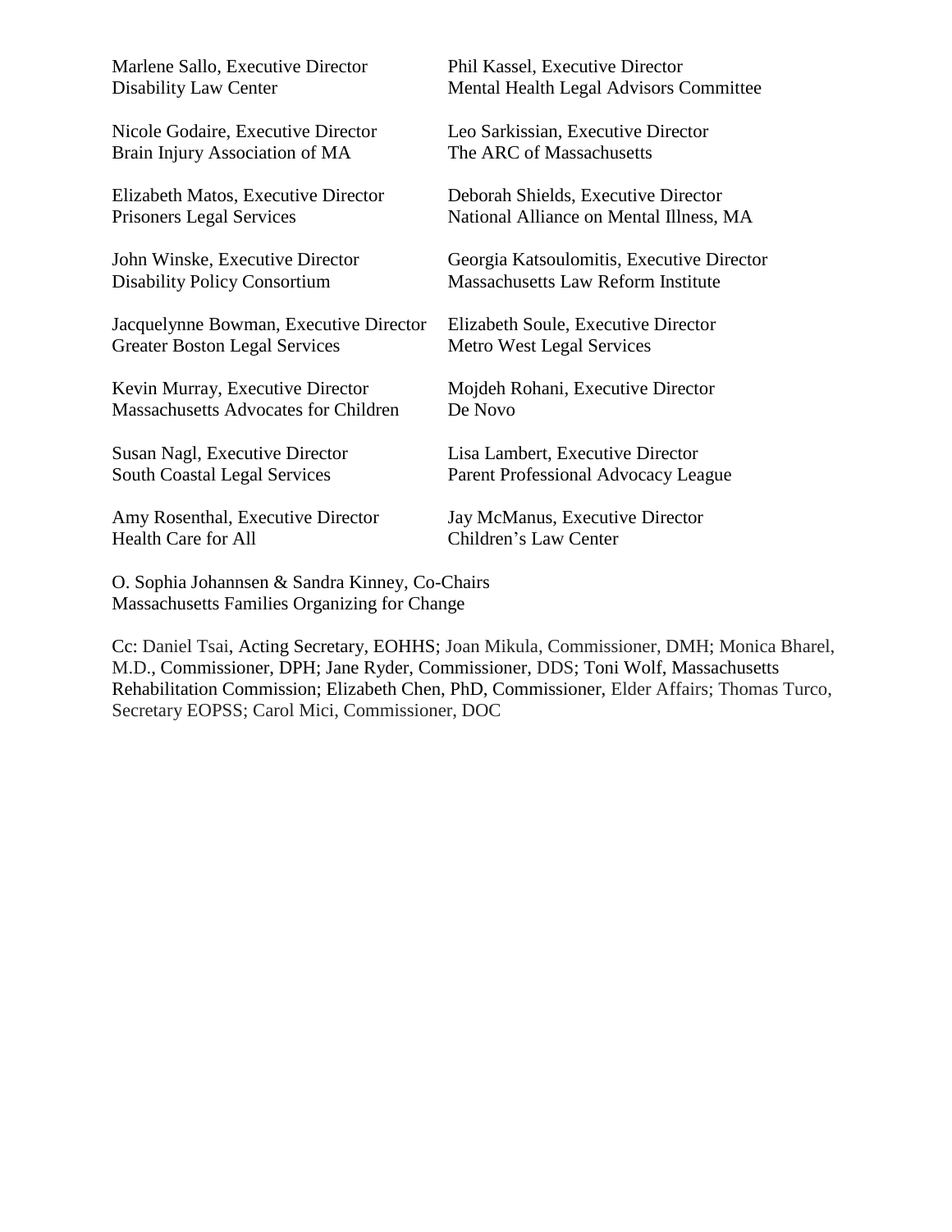Marlene Sallo, Executive Director
Disability Law Center

Phil Kassel, Executive Director
Mental Health Legal Advisors Committee

Nicole Godaire, Executive Director
Brain Injury Association of MA

Leo Sarkissian, Executive Director
The ARC of Massachusetts

Elizabeth Matos, Executive Director
Prisoners Legal Services

Deborah Shields, Executive Director
National Alliance on Mental Illness, MA

John Winske, Executive Director
Disability Policy Consortium

Georgia Katsoulomitis, Executive Director
Massachusetts Law Reform Institute

Jacquelynne Bowman, Executive Director
Greater Boston Legal Services

Elizabeth Soule, Executive Director
Metro West Legal Services

Kevin Murray, Executive Director
Massachusetts Advocates for Children

Mojdeh Rohani, Executive Director
De Novo

Susan Nagl, Executive Director
South Coastal Legal Services

Lisa Lambert, Executive Director
Parent Professional Advocacy League

Amy Rosenthal, Executive Director
Health Care for All

Jay McManus, Executive Director
Children's Law Center

O. Sophia Johannsen & Sandra Kinney, Co-Chairs
Massachusetts Families Organizing for Change

Cc: Daniel Tsai, Acting Secretary, EOHHS; Joan Mikula, Commissioner, DMH; Monica Bharel, M.D., Commissioner, DPH; Jane Ryder, Commissioner, DDS; Toni Wolf, Massachusetts Rehabilitation Commission; Elizabeth Chen, PhD, Commissioner, Elder Affairs; Thomas Turco, Secretary EOPSS; Carol Mici, Commissioner, DOC